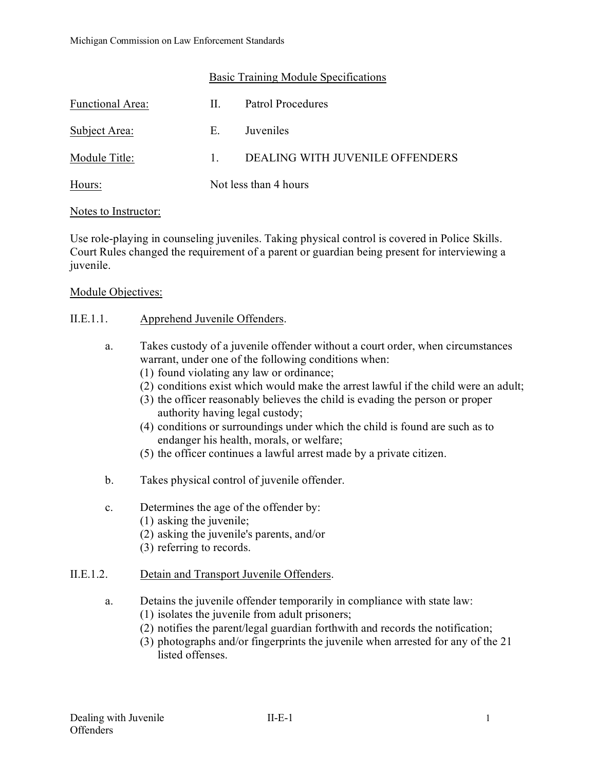Michigan Commission on Law Enforcement Standards

## Basic Training Module Specifications

Functional Area: II. Patrol Procedures

Subject Area: E. Juveniles

Module Title: 1. DEALING WITH JUVENILE OFFENDERS

Hours: Not less than 4 hours

Notes to Instructor:

Use role-playing in counseling juveniles. Taking physical control is covered in Police Skills. Court Rules changed the requirement of a parent or guardian being present for interviewing a juvenile.

Module Objectives:

II.E.1.1. Apprehend Juvenile Offenders.

a. Takes custody of a juvenile offender without a court order, when circumstances warrant, under one of the following conditions when:
   (1) found violating any law or ordinance;
   (2) conditions exist which would make the arrest lawful if the child were an adult;
   (3) the officer reasonably believes the child is evading the person or proper authority having legal custody;
   (4) conditions or surroundings under which the child is found are such as to endanger his health, morals, or welfare;
   (5) the officer continues a lawful arrest made by a private citizen.

b. Takes physical control of juvenile offender.

c. Determines the age of the offender by:
   (1) asking the juvenile;
   (2) asking the juvenile's parents, and/or
   (3) referring to records.

II.E.1.2. Detain and Transport Juvenile Offenders.

a. Detains the juvenile offender temporarily in compliance with state law:
   (1) isolates the juvenile from adult prisoners;
   (2) notifies the parent/legal guardian forthwith and records the notification;
   (3) photographs and/or fingerprints the juvenile when arrested for any of the 21 listed offenses.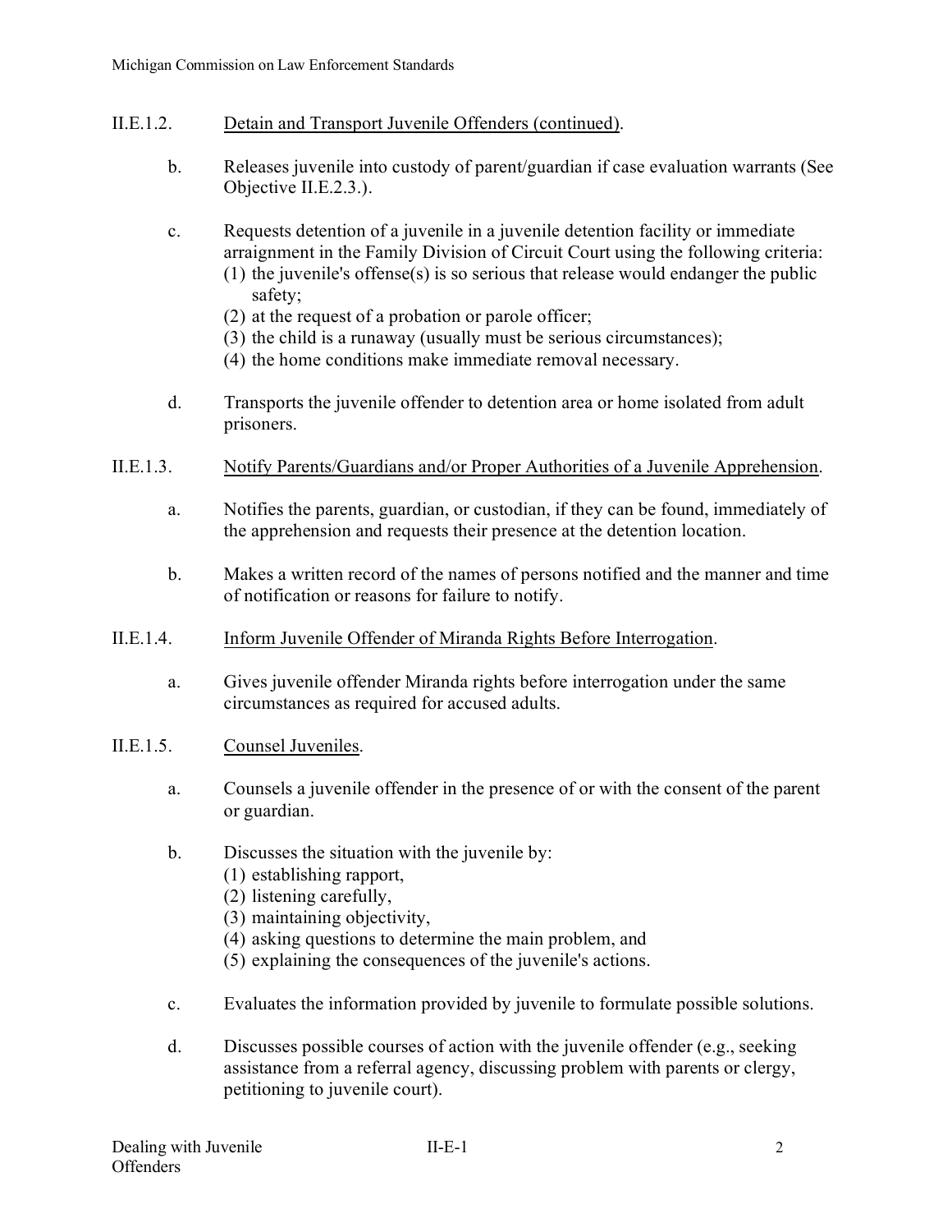II.E.1.2. Detain and Transport Juvenile Offenders (continued).

b. Releases juvenile into custody of parent/guardian if case evaluation warrants (See Objective II.E.2.3.).

c. Requests detention of a juvenile in a juvenile detention facility or immediate arraignment in the Family Division of Circuit Court using the following criteria:
(1) the juvenile's offense(s) is so serious that release would endanger the public safety;
(2) at the request of a probation or parole officer;
(3) the child is a runaway (usually must be serious circumstances);
(4) the home conditions make immediate removal necessary.

d. Transports the juvenile offender to detention area or home isolated from adult prisoners.

II.E.1.3. Notify Parents/Guardians and/or Proper Authorities of a Juvenile Apprehension.

a. Notifies the parents, guardian, or custodian, if they can be found, immediately of the apprehension and requests their presence at the detention location.

b. Makes a written record of the names of persons notified and the manner and time of notification or reasons for failure to notify.

II.E.1.4. Inform Juvenile Offender of Miranda Rights Before Interrogation.

a. Gives juvenile offender Miranda rights before interrogation under the same circumstances as required for accused adults.

II.E.1.5. Counsel Juveniles.

a. Counsels a juvenile offender in the presence of or with the consent of the parent or guardian.

b. Discusses the situation with the juvenile by:
(1) establishing rapport,
(2) listening carefully,
(3) maintaining objectivity,
(4) asking questions to determine the main problem, and
(5) explaining the consequences of the juvenile's actions.

c. Evaluates the information provided by juvenile to formulate possible solutions.

d. Discusses possible courses of action with the juvenile offender (e.g., seeking assistance from a referral agency, discussing problem with parents or clergy, petitioning to juvenile court).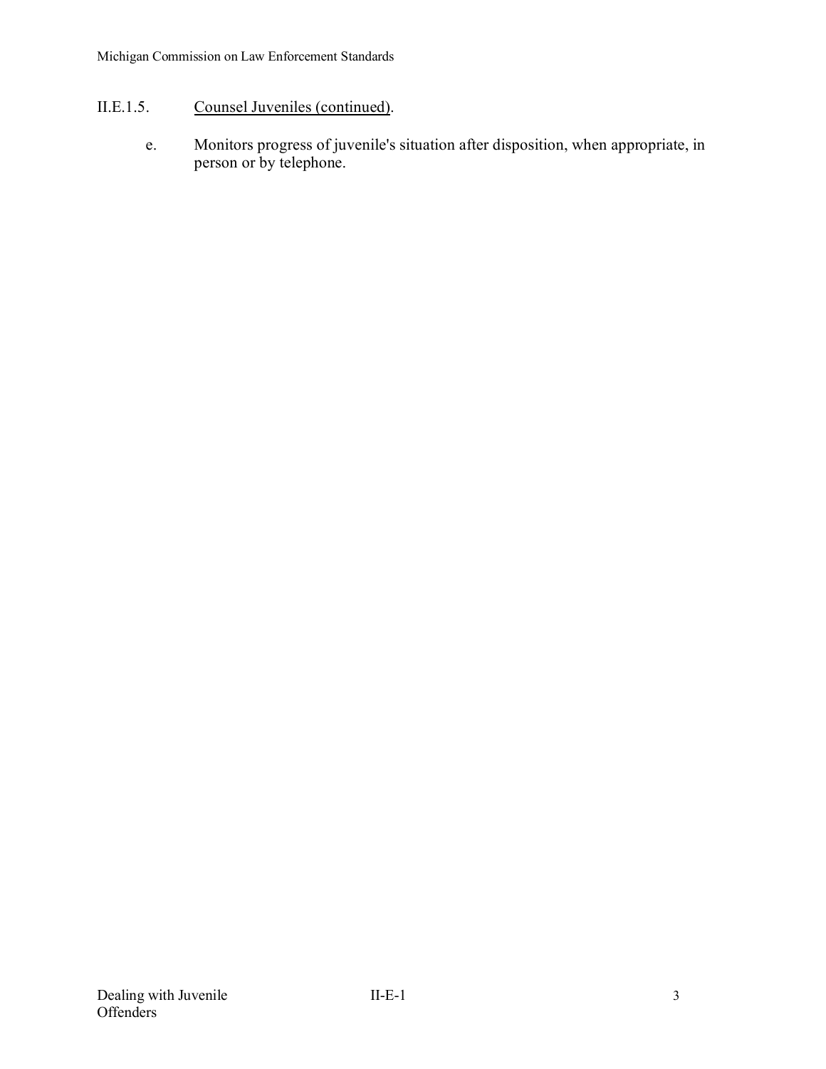II.E.1.5. <u>Counsel Juveniles (continued)</u>.

e. Monitors progress of juvenile's situation after disposition, when appropriate, in person or by telephone.